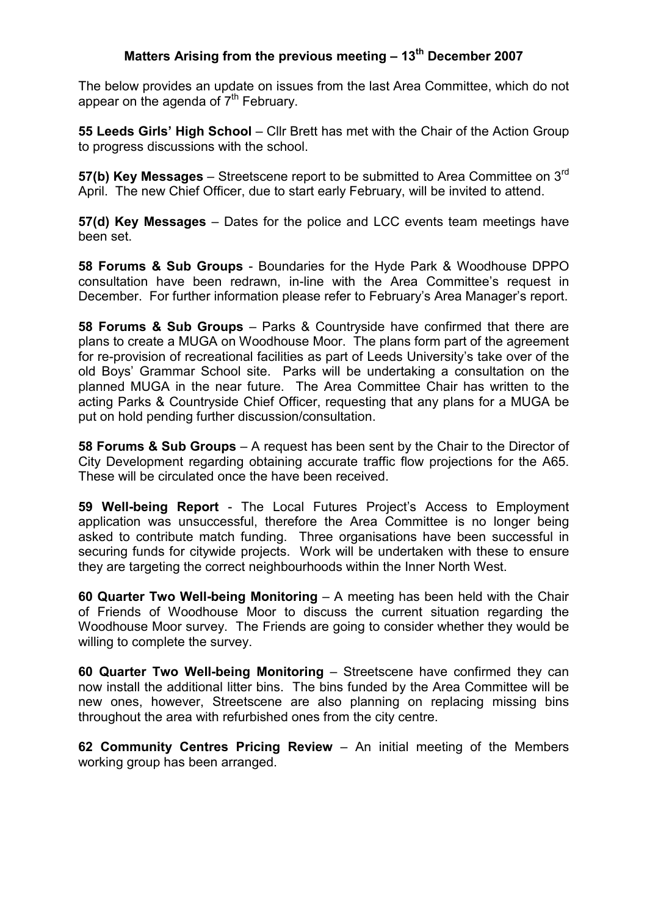## Matters Arising from the previous meeting – 13th December 2007

The below provides an update on issues from the last Area Committee, which do not appear on the agenda of 7th February.

**55 Leeds Girls' High School** – Cllr Brett has met with the Chair of the Action Group to progress discussions with the school.

**57(b) Key Messages** – Streetscene report to be submitted to Area Committee on 3rd April. The new Chief Officer, due to start early February, will be invited to attend.

**57(d) Key Messages** – Dates for the police and LCC events team meetings have been set.

**58 Forums & Sub Groups** - Boundaries for the Hyde Park & Woodhouse DPPO consultation have been redrawn, in-line with the Area Committee's request in December. For further information please refer to February's Area Manager's report.

**58 Forums & Sub Groups** – Parks & Countryside have confirmed that there are plans to create a MUGA on Woodhouse Moor. The plans form part of the agreement for re-provision of recreational facilities as part of Leeds University's take over of the old Boys' Grammar School site. Parks will be undertaking a consultation on the planned MUGA in the near future. The Area Committee Chair has written to the acting Parks & Countryside Chief Officer, requesting that any plans for a MUGA be put on hold pending further discussion/consultation.

**58 Forums & Sub Groups** – A request has been sent by the Chair to the Director of City Development regarding obtaining accurate traffic flow projections for the A65. These will be circulated once the have been received.

**59 Well-being Report** - The Local Futures Project's Access to Employment application was unsuccessful, therefore the Area Committee is no longer being asked to contribute match funding. Three organisations have been successful in securing funds for citywide projects. Work will be undertaken with these to ensure they are targeting the correct neighbourhoods within the Inner North West.

**60 Quarter Two Well-being Monitoring** – A meeting has been held with the Chair of Friends of Woodhouse Moor to discuss the current situation regarding the Woodhouse Moor survey. The Friends are going to consider whether they would be willing to complete the survey.

**60 Quarter Two Well-being Monitoring** – Streetscene have confirmed they can now install the additional litter bins. The bins funded by the Area Committee will be new ones, however, Streetscene are also planning on replacing missing bins throughout the area with refurbished ones from the city centre.

**62 Community Centres Pricing Review** – An initial meeting of the Members working group has been arranged.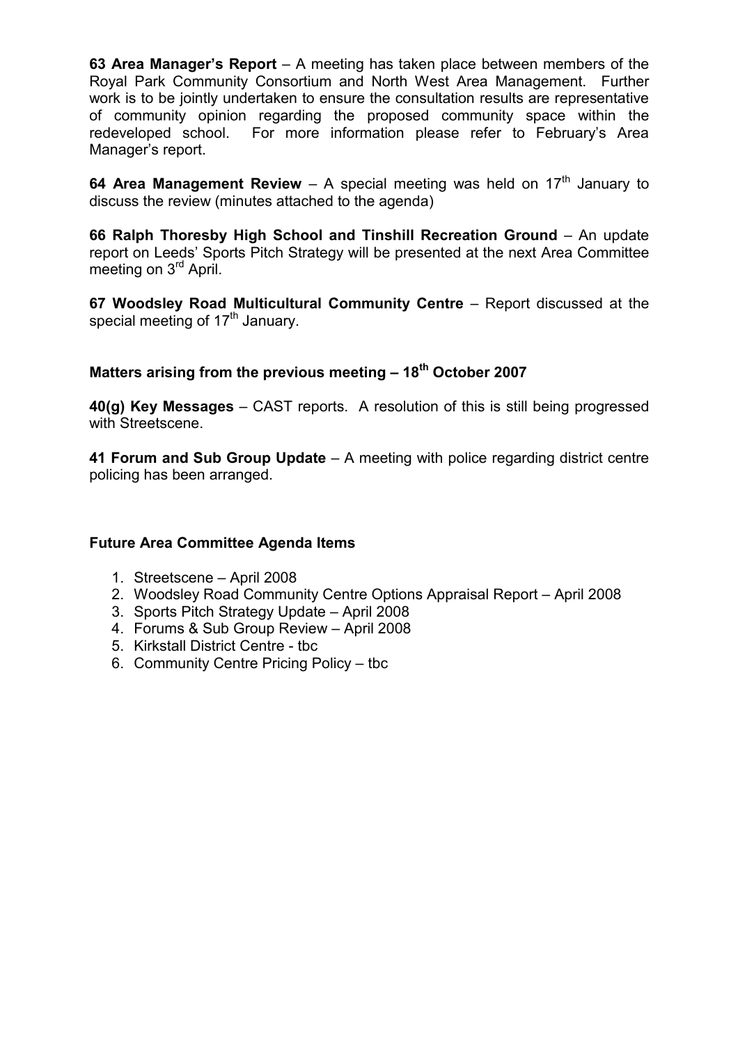**63 Area Manager's Report** – A meeting has taken place between members of the Royal Park Community Consortium and North West Area Management. Further work is to be jointly undertaken to ensure the consultation results are representative of community opinion regarding the proposed community space within the redeveloped school. For more information please refer to February's Area Manager's report.

**64 Area Management Review** – A special meeting was held on 17th January to discuss the review (minutes attached to the agenda)

**66 Ralph Thoresby High School and Tinshill Recreation Ground** – An update report on Leeds' Sports Pitch Strategy will be presented at the next Area Committee meeting on 3rd April.

**67 Woodsley Road Multicultural Community Centre** – Report discussed at the special meeting of 17th January.

## Matters arising from the previous meeting – 18th October 2007

**40(g) Key Messages** – CAST reports. A resolution of this is still being progressed with Streetscene.

**41 Forum and Sub Group Update** – A meeting with police regarding district centre policing has been arranged.

## Future Area Committee Agenda Items

1. Streetscene – April 2008
2. Woodsley Road Community Centre Options Appraisal Report – April 2008
3. Sports Pitch Strategy Update – April 2008
4. Forums & Sub Group Review – April 2008
5. Kirkstall District Centre - tbc
6. Community Centre Pricing Policy – tbc